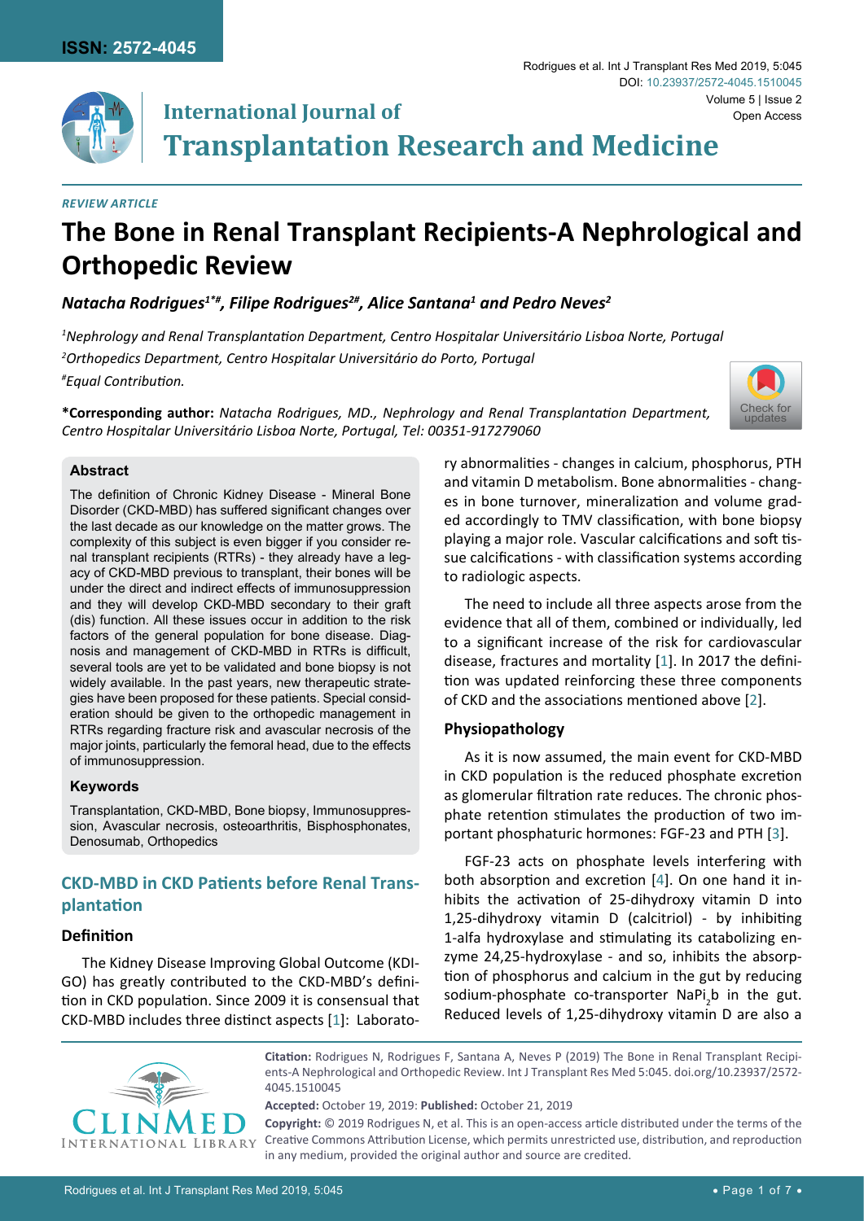*REVIEW ARTICLE*

# The Bone in Renal Transplant Recipients-A Nephrological and Orthopedic Review

***Natacha Rodrigues[1*#], Filipe Rodrigues[2#], Alice Santana[1] and Pedro Neves[2]***

*[1]Nephrology and Renal Transplantation Department, Centro Hospitalar Universitário Lisboa Norte, Portugal*

*[2]Orthopedics Department, Centro Hospitalar Universitário do Porto, Portugal*

*[#]Equal Contribution.*

**\*Corresponding author:** *Natacha Rodrigues, MD., Nephrology and Renal Transplantation Department, Centro Hospitalar Universitário Lisboa Norte, Portugal, Tel: 00351-917279060*

### Abstract

The definition of Chronic Kidney Disease - Mineral Bone Disorder (CKD-MBD) has suffered significant changes over the last decade as our knowledge on the matter grows. The complexity of this subject is even bigger if you consider renal transplant recipients (RTRs) - they already have a legacy of CKD-MBD previous to transplant, their bones will be under the direct and indirect effects of immunosuppression and they will develop CKD-MBD secondary to their graft (dis) function. All these issues occur in addition to the risk factors of the general population for bone disease. Diagnosis and management of CKD-MBD in RTRs is difficult, several tools are yet to be validated and bone biopsy is not widely available. In the past years, new therapeutic strategies have been proposed for these patients. Special consideration should be given to the orthopedic management in RTRs regarding fracture risk and avascular necrosis of the major joints, particularly the femoral head, due to the effects of immunosuppression.

### Keywords

Transplantation, CKD-MBD, Bone biopsy, Immunosuppression, Avascular necrosis, osteoarthritis, Bisphosphonates, Denosumab, Orthopedics

## CKD-MBD in CKD Patients before Renal Transplantation

### Definition

The Kidney Disease Improving Global Outcome (KDIGO) has greatly contributed to the CKD-MBD's definition in CKD population. Since 2009 it is consensual that CKD-MBD includes three distinct aspects [1]: Laboratory abnormalities - changes in calcium, phosphorus, PTH and vitamin D metabolism. Bone abnormalities - changes in bone turnover, mineralization and volume graded accordingly to TMV classification, with bone biopsy playing a major role. Vascular calcifications and soft tissue calcifications - with classification systems according to radiologic aspects.

The need to include all three aspects arose from the evidence that all of them, combined or individually, led to a significant increase of the risk for cardiovascular disease, fractures and mortality [1]. In 2017 the definition was updated reinforcing these three components of CKD and the associations mentioned above [2].

### Physiopathology

As it is now assumed, the main event for CKD-MBD in CKD population is the reduced phosphate excretion as glomerular filtration rate reduces. The chronic phosphate retention stimulates the production of two important phosphaturic hormones: FGF-23 and PTH [3].

FGF-23 acts on phosphate levels interfering with both absorption and excretion [4]. On one hand it inhibits the activation of 25-dihydroxy vitamin D into 1,25-dihydroxy vitamin D (calcitriol) - by inhibiting 1-alfa hydroxylase and stimulating its catabolizing enzyme 24,25-hydroxylase - and so, inhibits the absorption of phosphorus and calcium in the gut by reducing sodium-phosphate co-transporter $NaPi_2b$ in the gut. Reduced levels of 1,25-dihydroxy vitamin D are also a

**Citation:** Rodrigues N, Rodrigues F, Santana A, Neves P (2019) The Bone in Renal Transplant Recipients-A Nephrological and Orthopedic Review. Int J Transplant Res Med 5:045. doi.org/10.23937/2572-4045.1510045

**Accepted:** October 19, 2019: **Published:** October 21, 2019

**Copyright:** © 2019 Rodrigues N, et al. This is an open-access article distributed under the terms of the Creative Commons Attribution License, which permits unrestricted use, distribution, and reproduction in any medium, provided the original author and source are credited.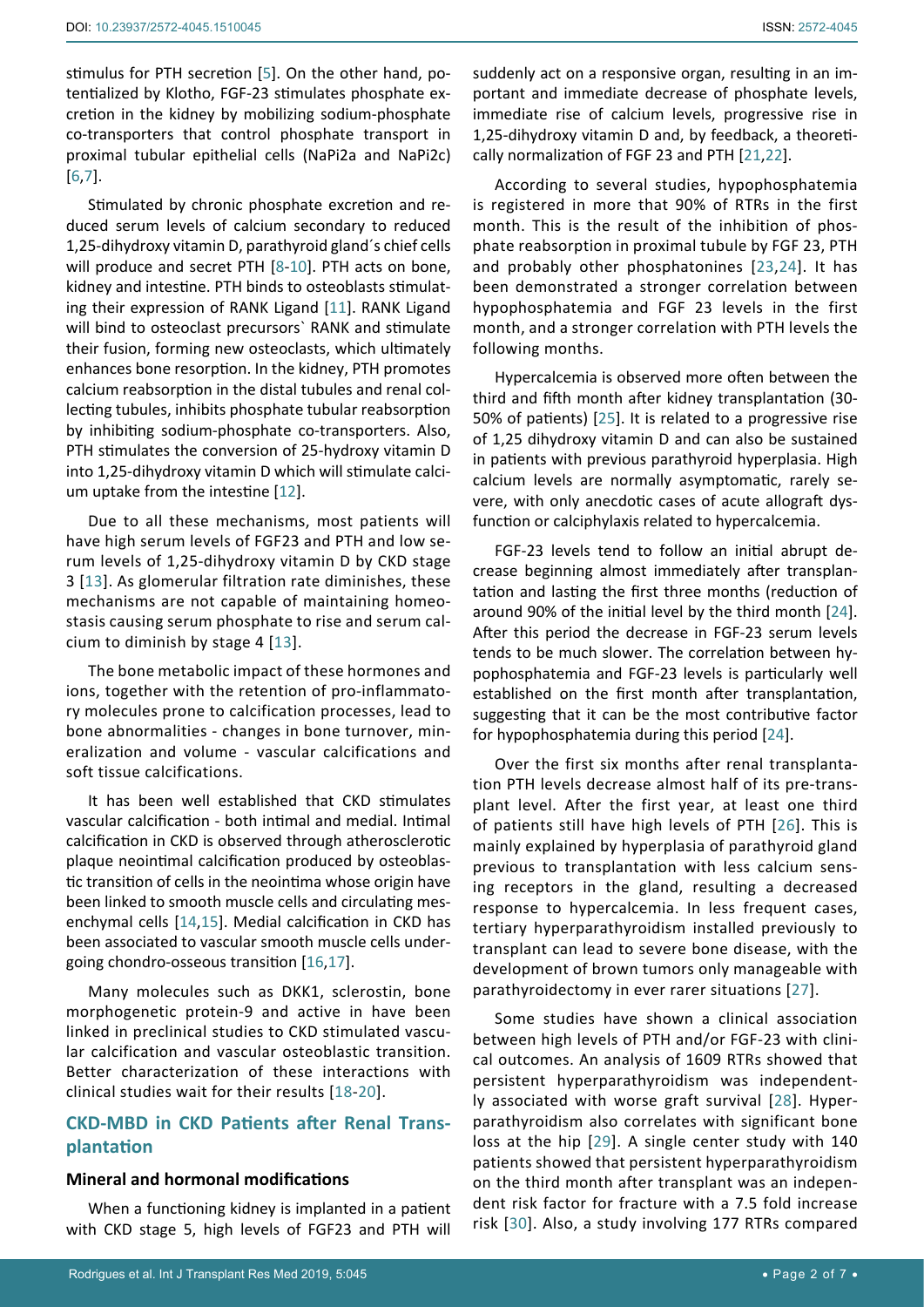stimulus for PTH secretion [5]. On the other hand, potentialized by Klotho, FGF-23 stimulates phosphate excretion in the kidney by mobilizing sodium-phosphate co-transporters that control phosphate transport in proximal tubular epithelial cells (NaPi2a and NaPi2c) [6,7].

Stimulated by chronic phosphate excretion and reduced serum levels of calcium secondary to reduced 1,25-dihydroxy vitamin D, parathyroid gland´s chief cells will produce and secret PTH [8-10]. PTH acts on bone, kidney and intestine. PTH binds to osteoblasts stimulating their expression of RANK Ligand [11]. RANK Ligand will bind to osteoclast precursors` RANK and stimulate their fusion, forming new osteoclasts, which ultimately enhances bone resorption. In the kidney, PTH promotes calcium reabsorption in the distal tubules and renal collecting tubules, inhibits phosphate tubular reabsorption by inhibiting sodium-phosphate co-transporters. Also, PTH stimulates the conversion of 25-hydroxy vitamin D into 1,25-dihydroxy vitamin D which will stimulate calcium uptake from the intestine [12].

Due to all these mechanisms, most patients will have high serum levels of FGF23 and PTH and low serum levels of 1,25-dihydroxy vitamin D by CKD stage 3 [13]. As glomerular filtration rate diminishes, these mechanisms are not capable of maintaining homeostasis causing serum phosphate to rise and serum calcium to diminish by stage 4 [13].

The bone metabolic impact of these hormones and ions, together with the retention of pro-inflammatory molecules prone to calcification processes, lead to bone abnormalities - changes in bone turnover, mineralization and volume - vascular calcifications and soft tissue calcifications.

It has been well established that CKD stimulates vascular calcification - both intimal and medial. Intimal calcification in CKD is observed through atherosclerotic plaque neointimal calcification produced by osteoblastic transition of cells in the neointima whose origin have been linked to smooth muscle cells and circulating mesenchymal cells [14,15]. Medial calcification in CKD has been associated to vascular smooth muscle cells undergoing chondro-osseous transition [16,17].

Many molecules such as DKK1, sclerostin, bone morphogenetic protein-9 and active in have been linked in preclinical studies to CKD stimulated vascular calcification and vascular osteoblastic transition. Better characterization of these interactions with clinical studies wait for their results [18-20].

## CKD-MBD in CKD Patients after Renal Transplantation

### Mineral and hormonal modifications

When a functioning kidney is implanted in a patient with CKD stage 5, high levels of FGF23 and PTH will suddenly act on a responsive organ, resulting in an important and immediate decrease of phosphate levels, immediate rise of calcium levels, progressive rise in 1,25-dihydroxy vitamin D and, by feedback, a theoretically normalization of FGF 23 and PTH [21,22].

According to several studies, hypophosphatemia is registered in more that 90% of RTRs in the first month. This is the result of the inhibition of phosphate reabsorption in proximal tubule by FGF 23, PTH and probably other phosphatonines [23,24]. It has been demonstrated a stronger correlation between hypophosphatemia and FGF 23 levels in the first month, and a stronger correlation with PTH levels the following months.

Hypercalcemia is observed more often between the third and fifth month after kidney transplantation (30-50% of patients) [25]. It is related to a progressive rise of 1,25 dihydroxy vitamin D and can also be sustained in patients with previous parathyroid hyperplasia. High calcium levels are normally asymptomatic, rarely severe, with only anecdotic cases of acute allograft dysfunction or calciphylaxis related to hypercalcemia.

FGF-23 levels tend to follow an initial abrupt decrease beginning almost immediately after transplantation and lasting the first three months (reduction of around 90% of the initial level by the third month [24]. After this period the decrease in FGF-23 serum levels tends to be much slower. The correlation between hypophosphatemia and FGF-23 levels is particularly well established on the first month after transplantation, suggesting that it can be the most contributive factor for hypophosphatemia during this period [24].

Over the first six months after renal transplantation PTH levels decrease almost half of its pre-transplant level. After the first year, at least one third of patients still have high levels of PTH [26]. This is mainly explained by hyperplasia of parathyroid gland previous to transplantation with less calcium sensing receptors in the gland, resulting a decreased response to hypercalcemia. In less frequent cases, tertiary hyperparathyroidism installed previously to transplant can lead to severe bone disease, with the development of brown tumors only manageable with parathyroidectomy in ever rarer situations [27].

Some studies have shown a clinical association between high levels of PTH and/or FGF-23 with clinical outcomes. An analysis of 1609 RTRs showed that persistent hyperparathyroidism was independently associated with worse graft survival [28]. Hyperparathyroidism also correlates with significant bone loss at the hip [29]. A single center study with 140 patients showed that persistent hyperparathyroidism on the third month after transplant was an independent risk factor for fracture with a 7.5 fold increase risk [30]. Also, a study involving 177 RTRs compared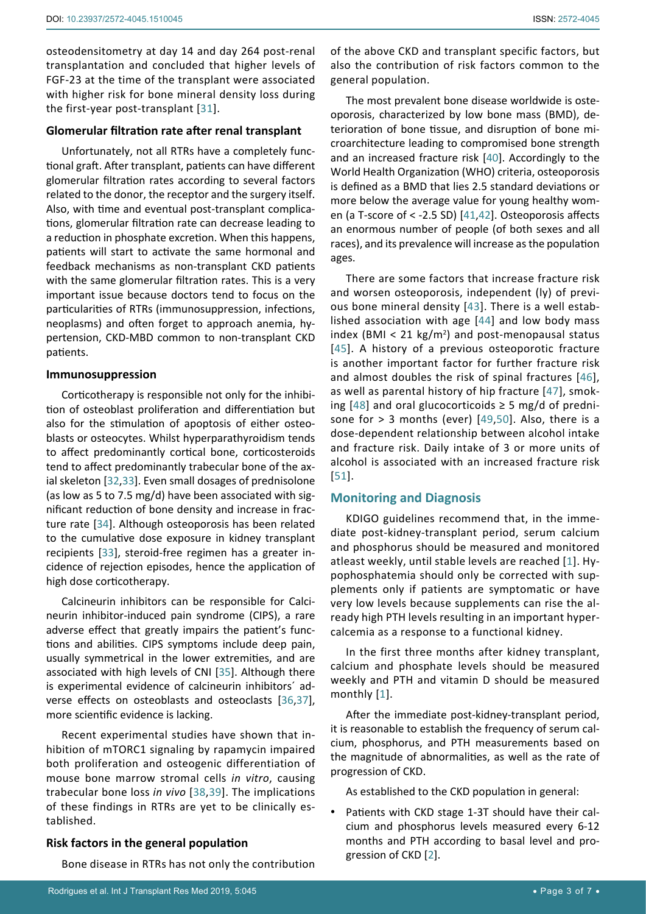osteodensitometry at day 14 and day 264 post-renal transplantation and concluded that higher levels of FGF-23 at the time of the transplant were associated with higher risk for bone mineral density loss during the first-year post-transplant [31].

### Glomerular filtration rate after renal transplant

Unfortunately, not all RTRs have a completely functional graft. After transplant, patients can have different glomerular filtration rates according to several factors related to the donor, the receptor and the surgery itself. Also, with time and eventual post-transplant complications, glomerular filtration rate can decrease leading to a reduction in phosphate excretion. When this happens, patients will start to activate the same hormonal and feedback mechanisms as non-transplant CKD patients with the same glomerular filtration rates. This is a very important issue because doctors tend to focus on the particularities of RTRs (immunosuppression, infections, neoplasms) and often forget to approach anemia, hypertension, CKD-MBD common to non-transplant CKD patients.

### Immunosuppression

Corticotherapy is responsible not only for the inhibition of osteoblast proliferation and differentiation but also for the stimulation of apoptosis of either osteoblasts or osteocytes. Whilst hyperparathyroidism tends to affect predominantly cortical bone, corticosteroids tend to affect predominantly trabecular bone of the axial skeleton [32,33]. Even small dosages of prednisolone (as low as 5 to 7.5 mg/d) have been associated with significant reduction of bone density and increase in fracture rate [34]. Although osteoporosis has been related to the cumulative dose exposure in kidney transplant recipients [33], steroid-free regimen has a greater incidence of rejection episodes, hence the application of high dose corticotherapy.

Calcineurin inhibitors can be responsible for Calcineurin inhibitor-induced pain syndrome (CIPS), a rare adverse effect that greatly impairs the patient's functions and abilities. CIPS symptoms include deep pain, usually symmetrical in the lower extremities, and are associated with high levels of CNI [35]. Although there is experimental evidence of calcineurin inhibitors´ adverse effects on osteoblasts and osteoclasts [36,37], more scientific evidence is lacking.

Recent experimental studies have shown that inhibition of mTORC1 signaling by rapamycin impaired both proliferation and osteogenic differentiation of mouse bone marrow stromal cells *in vitro*, causing trabecular bone loss *in vivo* [38,39]. The implications of these findings in RTRs are yet to be clinically established.

### Risk factors in the general population

Bone disease in RTRs has not only the contribution of the above CKD and transplant specific factors, but also the contribution of risk factors common to the general population.

The most prevalent bone disease worldwide is osteoporosis, characterized by low bone mass (BMD), deterioration of bone tissue, and disruption of bone microarchitecture leading to compromised bone strength and an increased fracture risk [40]. Accordingly to the World Health Organization (WHO) criteria, osteoporosis is defined as a BMD that lies 2.5 standard deviations or more below the average value for young healthy women (a T-score of < -2.5 SD) [41,42]. Osteoporosis affects an enormous number of people (of both sexes and all races), and its prevalence will increase as the population ages.

There are some factors that increase fracture risk and worsen osteoporosis, independent (ly) of previous bone mineral density [43]. There is a well established association with age [44] and low body mass index (BMI < 21 kg/m$^2$) and post-menopausal status [45]. A history of a previous osteoporotic fracture is another important factor for further fracture risk and almost doubles the risk of spinal fractures [46], as well as parental history of hip fracture [47], smoking [48] and oral glucocorticoids ≥ 5 mg/d of prednisone for > 3 months (ever) [49,50]. Also, there is a dose-dependent relationship between alcohol intake and fracture risk. Daily intake of 3 or more units of alcohol is associated with an increased fracture risk [51].

## Monitoring and Diagnosis

KDIGO guidelines recommend that, in the immediate post-kidney-transplant period, serum calcium and phosphorus should be measured and monitored atleast weekly, until stable levels are reached [1]. Hypophosphatemia should only be corrected with supplements only if patients are symptomatic or have very low levels because supplements can rise the already high PTH levels resulting in an important hypercalcemia as a response to a functional kidney.

In the first three months after kidney transplant, calcium and phosphate levels should be measured weekly and PTH and vitamin D should be measured monthly [1].

After the immediate post-kidney-transplant period, it is reasonable to establish the frequency of serum calcium, phosphorus, and PTH measurements based on the magnitude of abnormalities, as well as the rate of progression of CKD.

As established to the CKD population in general:

- Patients with CKD stage 1-3T should have their calcium and phosphorus levels measured every 6-12 months and PTH according to basal level and progression of CKD [2].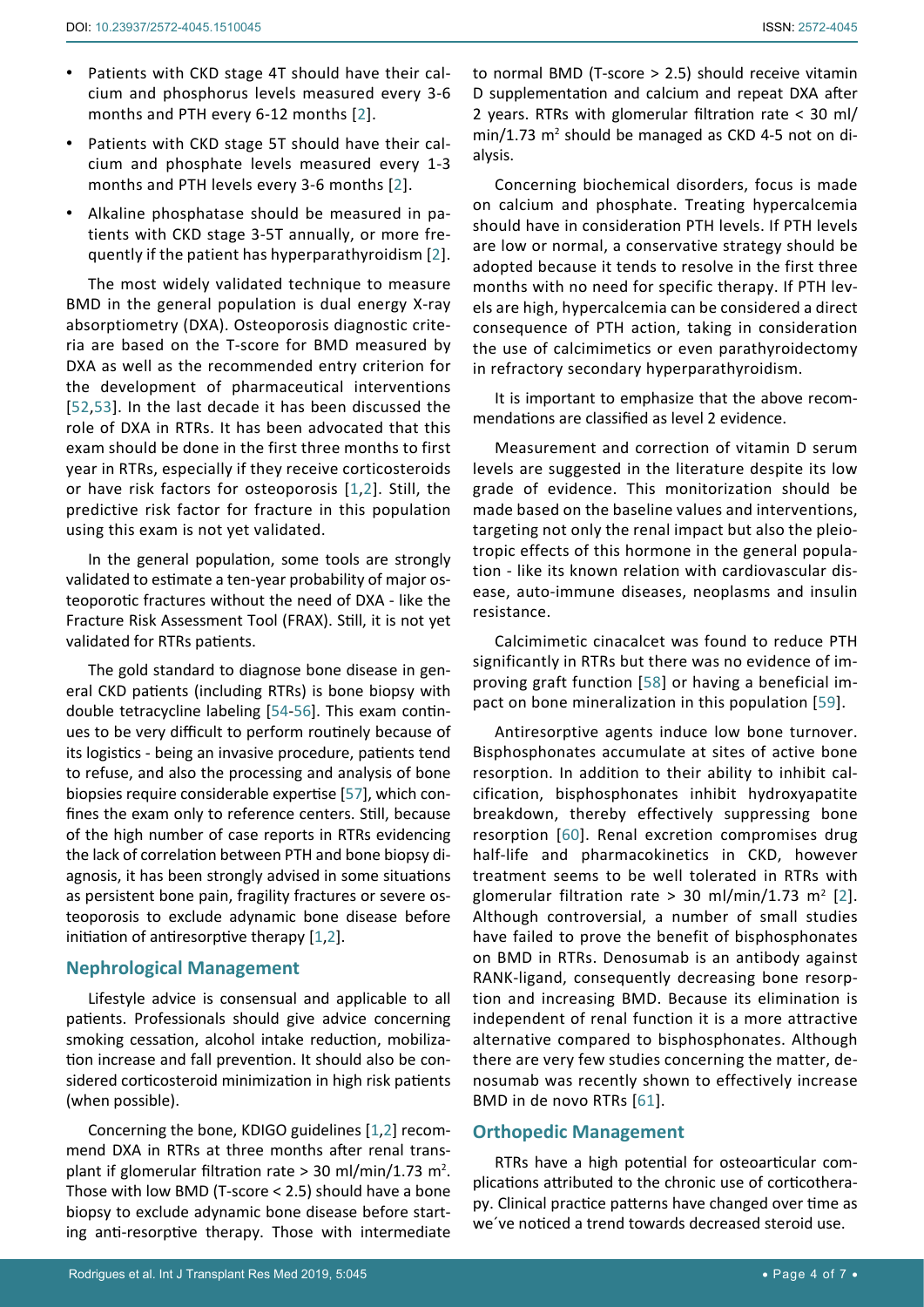- Patients with CKD stage 4T should have their calcium and phosphorus levels measured every 3-6 months and PTH every 6-12 months [2].
- Patients with CKD stage 5T should have their calcium and phosphate levels measured every 1-3 months and PTH levels every 3-6 months [2].
- Alkaline phosphatase should be measured in patients with CKD stage 3-5T annually, or more frequently if the patient has hyperparathyroidism [2].

The most widely validated technique to measure BMD in the general population is dual energy X-ray absorptiometry (DXA). Osteoporosis diagnostic criteria are based on the T-score for BMD measured by DXA as well as the recommended entry criterion for the development of pharmaceutical interventions [52,53]. In the last decade it has been discussed the role of DXA in RTRs. It has been advocated that this exam should be done in the first three months to first year in RTRs, especially if they receive corticosteroids or have risk factors for osteoporosis [1,2]. Still, the predictive risk factor for fracture in this population using this exam is not yet validated.

In the general population, some tools are strongly validated to estimate a ten-year probability of major osteoporotic fractures without the need of DXA - like the Fracture Risk Assessment Tool (FRAX). Still, it is not yet validated for RTRs patients.

The gold standard to diagnose bone disease in general CKD patients (including RTRs) is bone biopsy with double tetracycline labeling [54-56]. This exam continues to be very difficult to perform routinely because of its logistics - being an invasive procedure, patients tend to refuse, and also the processing and analysis of bone biopsies require considerable expertise [57], which confines the exam only to reference centers. Still, because of the high number of case reports in RTRs evidencing the lack of correlation between PTH and bone biopsy diagnosis, it has been strongly advised in some situations as persistent bone pain, fragility fractures or severe osteoporosis to exclude adynamic bone disease before initiation of antiresorptive therapy [1,2].

## Nephrological Management

Lifestyle advice is consensual and applicable to all patients. Professionals should give advice concerning smoking cessation, alcohol intake reduction, mobilization increase and fall prevention. It should also be considered corticosteroid minimization in high risk patients (when possible).

Concerning the bone, KDIGO guidelines [1,2] recommend DXA in RTRs at three months after renal transplant if glomerular filtration rate > 30 ml/min/1.73 m$^2$. Those with low BMD (T-score < 2.5) should have a bone biopsy to exclude adynamic bone disease before starting anti-resorptive therapy. Those with intermediate to normal BMD (T-score > 2.5) should receive vitamin D supplementation and calcium and repeat DXA after 2 years. RTRs with glomerular filtration rate < 30 ml/min/1.73 m$^2$ should be managed as CKD 4-5 not on dialysis.

Concerning biochemical disorders, focus is made on calcium and phosphate. Treating hypercalcemia should have in consideration PTH levels. If PTH levels are low or normal, a conservative strategy should be adopted because it tends to resolve in the first three months with no need for specific therapy. If PTH levels are high, hypercalcemia can be considered a direct consequence of PTH action, taking in consideration the use of calcimimetics or even parathyroidectomy in refractory secondary hyperparathyroidism.

It is important to emphasize that the above recommendations are classified as level 2 evidence.

Measurement and correction of vitamin D serum levels are suggested in the literature despite its low grade of evidence. This monitorization should be made based on the baseline values and interventions, targeting not only the renal impact but also the pleiotropic effects of this hormone in the general population - like its known relation with cardiovascular disease, auto-immune diseases, neoplasms and insulin resistance.

Calcimimetic cinacalcet was found to reduce PTH significantly in RTRs but there was no evidence of improving graft function [58] or having a beneficial impact on bone mineralization in this population [59].

Antiresorptive agents induce low bone turnover. Bisphosphonates accumulate at sites of active bone resorption. In addition to their ability to inhibit calcification, bisphosphonates inhibit hydroxyapatite breakdown, thereby effectively suppressing bone resorption [60]. Renal excretion compromises drug half-life and pharmacokinetics in CKD, however treatment seems to be well tolerated in RTRs with glomerular filtration rate > 30 ml/min/1.73 m$^2$ [2]. Although controversial, a number of small studies have failed to prove the benefit of bisphosphonates on BMD in RTRs. Denosumab is an antibody against RANK-ligand, consequently decreasing bone resorption and increasing BMD. Because its elimination is independent of renal function it is a more attractive alternative compared to bisphosphonates. Although there are very few studies concerning the matter, denosumab was recently shown to effectively increase BMD in de novo RTRs [61].

## Orthopedic Management

RTRs have a high potential for osteoarticular complications attributed to the chronic use of corticotherapy. Clinical practice patterns have changed over time as we´ve noticed a trend towards decreased steroid use.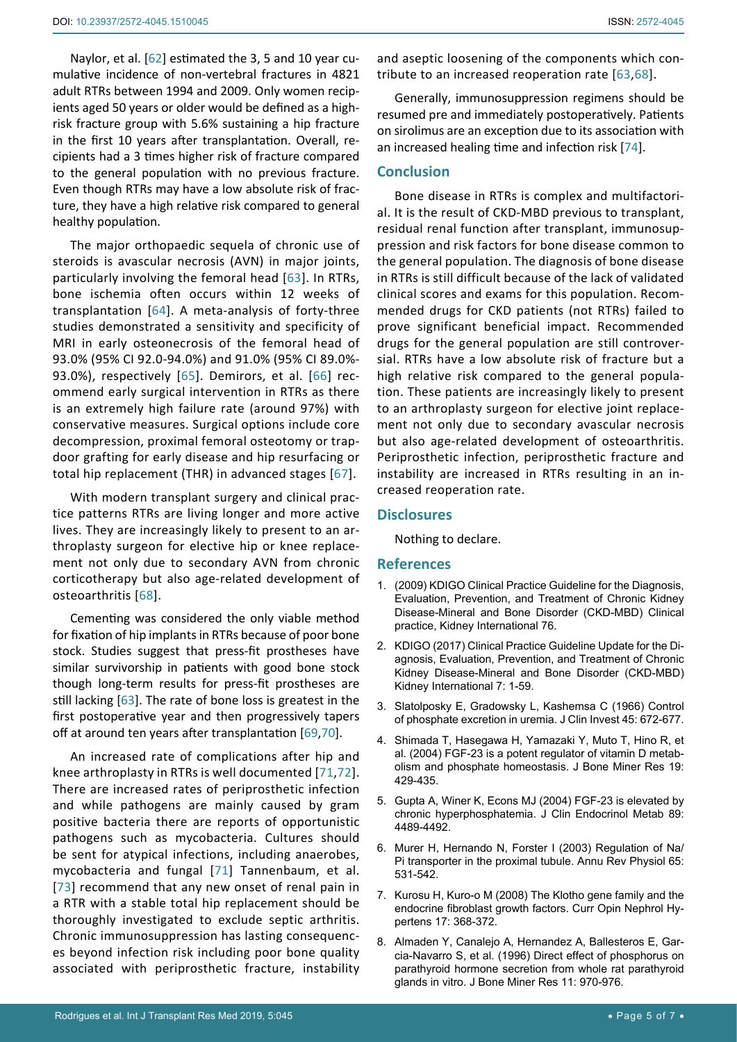Naylor, et al. [62] estimated the 3, 5 and 10 year cumulative incidence of non-vertebral fractures in 4821 adult RTRs between 1994 and 2009. Only women recipients aged 50 years or older would be defined as a high-risk fracture group with 5.6% sustaining a hip fracture in the first 10 years after transplantation. Overall, recipients had a 3 times higher risk of fracture compared to the general population with no previous fracture. Even though RTRs may have a low absolute risk of fracture, they have a high relative risk compared to general healthy population.

The major orthopaedic sequela of chronic use of steroids is avascular necrosis (AVN) in major joints, particularly involving the femoral head [63]. In RTRs, bone ischemia often occurs within 12 weeks of transplantation [64]. A meta-analysis of forty-three studies demonstrated a sensitivity and specificity of MRI in early osteonecrosis of the femoral head of 93.0% (95% CI 92.0-94.0%) and 91.0% (95% CI 89.0%-93.0%), respectively [65]. Demirors, et al. [66] recommend early surgical intervention in RTRs as there is an extremely high failure rate (around 97%) with conservative measures. Surgical options include core decompression, proximal femoral osteotomy or trapdoor grafting for early disease and hip resurfacing or total hip replacement (THR) in advanced stages [67].

With modern transplant surgery and clinical practice patterns RTRs are living longer and more active lives. They are increasingly likely to present to an arthroplasty surgeon for elective hip or knee replacement not only due to secondary AVN from chronic corticotherapy but also age-related development of osteoarthritis [68].

Cementing was considered the only viable method for fixation of hip implants in RTRs because of poor bone stock. Studies suggest that press-fit prostheses have similar survivorship in patients with good bone stock though long-term results for press-fit prostheses are still lacking [63]. The rate of bone loss is greatest in the first postoperative year and then progressively tapers off at around ten years after transplantation [69,70].

An increased rate of complications after hip and knee arthroplasty in RTRs is well documented [71,72]. There are increased rates of periprosthetic infection and while pathogens are mainly caused by gram positive bacteria there are reports of opportunistic pathogens such as mycobacteria. Cultures should be sent for atypical infections, including anaerobes, mycobacteria and fungal [71] Tannenbaum, et al. [73] recommend that any new onset of renal pain in a RTR with a stable total hip replacement should be thoroughly investigated to exclude septic arthritis. Chronic immunosuppression has lasting consequences beyond infection risk including poor bone quality associated with periprosthetic fracture, instability and aseptic loosening of the components which contribute to an increased reoperation rate [63,68].

Generally, immunosuppression regimens should be resumed pre and immediately postoperatively. Patients on sirolimus are an exception due to its association with an increased healing time and infection risk [74].

## Conclusion

Bone disease in RTRs is complex and multifactorial. It is the result of CKD-MBD previous to transplant, residual renal function after transplant, immunosuppression and risk factors for bone disease common to the general population. The diagnosis of bone disease in RTRs is still difficult because of the lack of validated clinical scores and exams for this population. Recommended drugs for CKD patients (not RTRs) failed to prove significant beneficial impact. Recommended drugs for the general population are still controversial. RTRs have a low absolute risk of fracture but a high relative risk compared to the general population. These patients are increasingly likely to present to an arthroplasty surgeon for elective joint replacement not only due to secondary avascular necrosis but also age-related development of osteoarthritis. Periprosthetic infection, periprosthetic fracture and instability are increased in RTRs resulting in an increased reoperation rate.

## Disclosures

Nothing to declare.

## References

1. (2009) KDIGO Clinical Practice Guideline for the Diagnosis, Evaluation, Prevention, and Treatment of Chronic Kidney Disease-Mineral and Bone Disorder (CKD-MBD) Clinical practice, Kidney International 76.
2. KDIGO (2017) Clinical Practice Guideline Update for the Diagnosis, Evaluation, Prevention, and Treatment of Chronic Kidney Disease-Mineral and Bone Disorder (CKD-MBD) Kidney International 7: 1-59.
3. Slatolposky E, Gradowsky L, Kashemsa C (1966) Control of phosphate excretion in uremia. J Clin Invest 45: 672-677.
4. Shimada T, Hasegawa H, Yamazaki Y, Muto T, Hino R, et al. (2004) FGF-23 is a potent regulator of vitamin D metabolism and phosphate homeostasis. J Bone Miner Res 19: 429-435.
5. Gupta A, Winer K, Econs MJ (2004) FGF-23 is elevated by chronic hyperphosphatemia. J Clin Endocrinol Metab 89: 4489-4492.
6. Murer H, Hernando N, Forster I (2003) Regulation of Na/Pi transporter in the proximal tubule. Annu Rev Physiol 65: 531-542.
7. Kurosu H, Kuro-o M (2008) The Klotho gene family and the endocrine fibroblast growth factors. Curr Opin Nephrol Hypertens 17: 368-372.
8. Almaden Y, Canalejo A, Hernandez A, Ballesteros E, Garcia-Navarro S, et al. (1996) Direct effect of phosphorus on parathyroid hormone secretion from whole rat parathyroid glands in vitro. J Bone Miner Res 11: 970-976.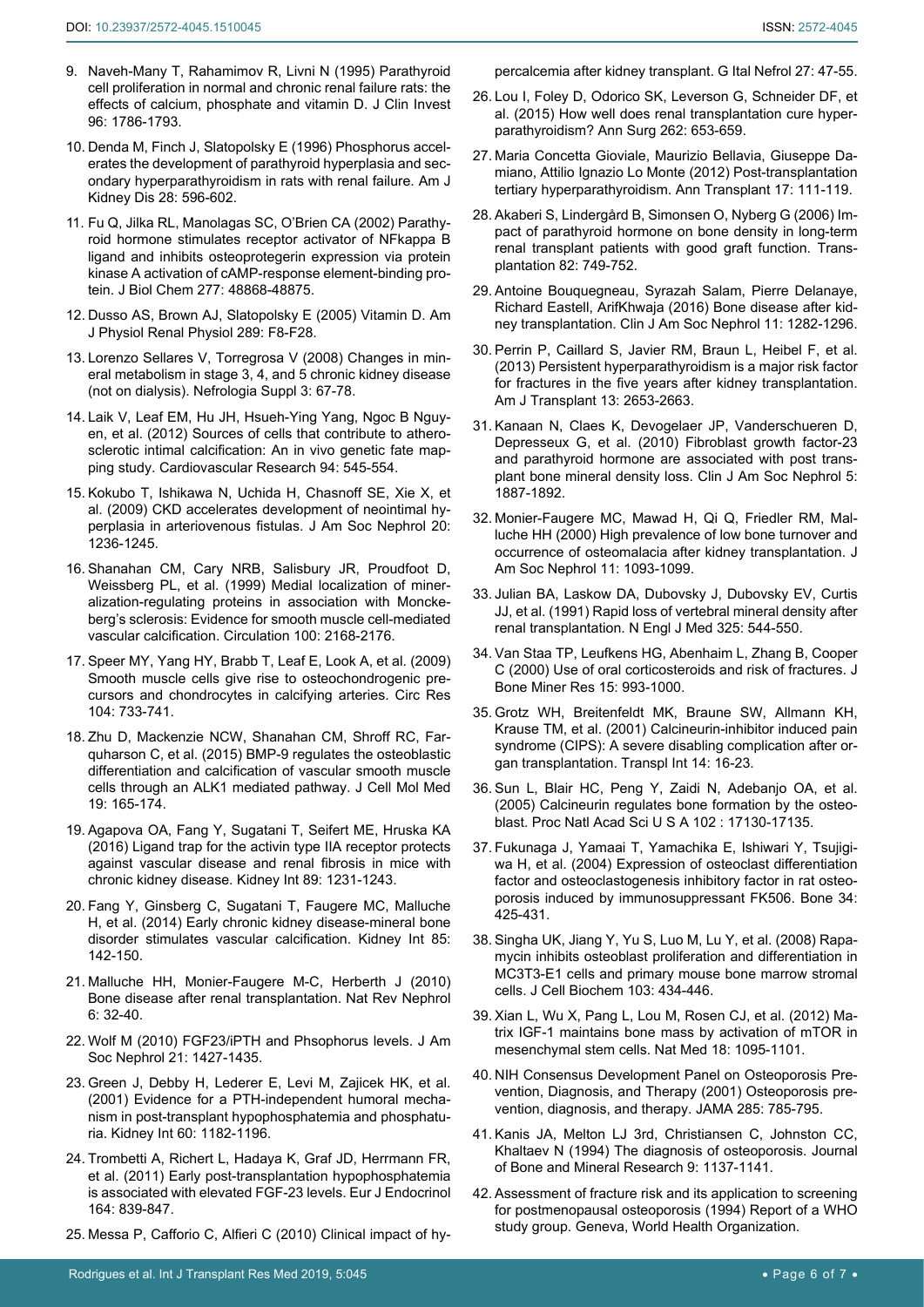9. Naveh-Many T, Rahamimov R, Livni N (1995) Parathyroid cell proliferation in normal and chronic renal failure rats: the effects of calcium, phosphate and vitamin D. J Clin Invest 96: 1786-1793.

10. Denda M, Finch J, Slatopolsky E (1996) Phosphorus accelerates the development of parathyroid hyperplasia and secondary hyperparathyroidism in rats with renal failure. Am J Kidney Dis 28: 596-602.

11. Fu Q, Jilka RL, Manolagas SC, O'Brien CA (2002) Parathyroid hormone stimulates receptor activator of NFkappa B ligand and inhibits osteoprotegerin expression via protein kinase A activation of cAMP-response element-binding protein. J Biol Chem 277: 48868-48875.

12. Dusso AS, Brown AJ, Slatopolsky E (2005) Vitamin D. Am J Physiol Renal Physiol 289: F8-F28.

13. Lorenzo Sellares V, Torregrosa V (2008) Changes in mineral metabolism in stage 3, 4, and 5 chronic kidney disease (not on dialysis). Nefrologia Suppl 3: 67-78.

14. Laik V, Leaf EM, Hu JH, Hsueh-Ying Yang, Ngoc B Nguyen, et al. (2012) Sources of cells that contribute to atherosclerotic intimal calcification: An in vivo genetic fate mapping study. Cardiovascular Research 94: 545-554.

15. Kokubo T, Ishikawa N, Uchida H, Chasnoff SE, Xie X, et al. (2009) CKD accelerates development of neointimal hyperplasia in arteriovenous fistulas. J Am Soc Nephrol 20: 1236-1245.

16. Shanahan CM, Cary NRB, Salisbury JR, Proudfoot D, Weissberg PL, et al. (1999) Medial localization of mineralization-regulating proteins in association with Monckeberg's sclerosis: Evidence for smooth muscle cell-mediated vascular calcification. Circulation 100: 2168-2176.

17. Speer MY, Yang HY, Brabb T, Leaf E, Look A, et al. (2009) Smooth muscle cells give rise to osteochondrogenic precursors and chondrocytes in calcifying arteries. Circ Res 104: 733-741.

18. Zhu D, Mackenzie NCW, Shanahan CM, Shroff RC, Farquharson C, et al. (2015) BMP-9 regulates the osteoblastic differentiation and calcification of vascular smooth muscle cells through an ALK1 mediated pathway. J Cell Mol Med 19: 165-174.

19. Agapova OA, Fang Y, Sugatani T, Seifert ME, Hruska KA (2016) Ligand trap for the activin type IIA receptor protects against vascular disease and renal fibrosis in mice with chronic kidney disease. Kidney Int 89: 1231-1243.

20. Fang Y, Ginsberg C, Sugatani T, Faugere MC, Malluche H, et al. (2014) Early chronic kidney disease-mineral bone disorder stimulates vascular calcification. Kidney Int 85: 142-150.

21. Malluche HH, Monier-Faugere M-C, Herberth J (2010) Bone disease after renal transplantation. Nat Rev Nephrol 6: 32-40.

22. Wolf M (2010) FGF23/iPTH and Phsophorus levels. J Am Soc Nephrol 21: 1427-1435.

23. Green J, Debby H, Lederer E, Levi M, Zajicek HK, et al. (2001) Evidence for a PTH-independent humoral mechanism in post-transplant hypophosphatemia and phosphaturia. Kidney Int 60: 1182-1196.

24. Trombetti A, Richert L, Hadaya K, Graf JD, Herrmann FR, et al. (2011) Early post-transplantation hypophosphatemia is associated with elevated FGF-23 levels. Eur J Endocrinol 164: 839-847.

25. Messa P, Cafforio C, Alfieri C (2010) Clinical impact of hypercalcemia after kidney transplant. G Ital Nefrol 27: 47-55.

26. Lou I, Foley D, Odorico SK, Leverson G, Schneider DF, et al. (2015) How well does renal transplantation cure hyperparathyroidism? Ann Surg 262: 653-659.

27. Maria Concetta Gioviale, Maurizio Bellavia, Giuseppe Damiano, Attilio Ignazio Lo Monte (2012) Post-transplantation tertiary hyperparathyroidism. Ann Transplant 17: 111-119.

28. Akaberi S, Lindergård B, Simonsen O, Nyberg G (2006) Impact of parathyroid hormone on bone density in long-term renal transplant patients with good graft function. Transplantation 82: 749-752.

29. Antoine Bouquegneau, Syrazah Salam, Pierre Delanaye, Richard Eastell, ArifKhwaja (2016) Bone disease after kidney transplantation. Clin J Am Soc Nephrol 11: 1282-1296.

30. Perrin P, Caillard S, Javier RM, Braun L, Heibel F, et al. (2013) Persistent hyperparathyroidism is a major risk factor for fractures in the five years after kidney transplantation. Am J Transplant 13: 2653-2663.

31. Kanaan N, Claes K, Devogelaer JP, Vanderschueren D, Depresseux G, et al. (2010) Fibroblast growth factor-23 and parathyroid hormone are associated with post transplant bone mineral density loss. Clin J Am Soc Nephrol 5: 1887-1892.

32. Monier-Faugere MC, Mawad H, Qi Q, Friedler RM, Malluche HH (2000) High prevalence of low bone turnover and occurrence of osteomalacia after kidney transplantation. J Am Soc Nephrol 11: 1093-1099.

33. Julian BA, Laskow DA, Dubovsky J, Dubovsky EV, Curtis JJ, et al. (1991) Rapid loss of vertebral mineral density after renal transplantation. N Engl J Med 325: 544-550.

34. Van Staa TP, Leufkens HG, Abenhaim L, Zhang B, Cooper C (2000) Use of oral corticosteroids and risk of fractures. J Bone Miner Res 15: 993-1000.

35. Grotz WH, Breitenfeldt MK, Braune SW, Allmann KH, Krause TM, et al. (2001) Calcineurin-inhibitor induced pain syndrome (CIPS): A severe disabling complication after organ transplantation. Transpl Int 14: 16-23.

36. Sun L, Blair HC, Peng Y, Zaidi N, Adebanjo OA, et al. (2005) Calcineurin regulates bone formation by the osteoblast. Proc Natl Acad Sci U S A 102 : 17130-17135.

37. Fukunaga J, Yamaai T, Yamachika E, Ishiwari Y, Tsujigiwa H, et al. (2004) Expression of osteoclast differentiation factor and osteoclastogenesis inhibitory factor in rat osteoporosis induced by immunosuppressant FK506. Bone 34: 425-431.

38. Singha UK, Jiang Y, Yu S, Luo M, Lu Y, et al. (2008) Rapamycin inhibits osteoblast proliferation and differentiation in MC3T3-E1 cells and primary mouse bone marrow stromal cells. J Cell Biochem 103: 434-446.

39. Xian L, Wu X, Pang L, Lou M, Rosen CJ, et al. (2012) Matrix IGF-1 maintains bone mass by activation of mTOR in mesenchymal stem cells. Nat Med 18: 1095-1101.

40. NIH Consensus Development Panel on Osteoporosis Prevention, Diagnosis, and Therapy (2001) Osteoporosis prevention, diagnosis, and therapy. JAMA 285: 785-795.

41. Kanis JA, Melton LJ 3rd, Christiansen C, Johnston CC, Khaltaev N (1994) The diagnosis of osteoporosis. Journal of Bone and Mineral Research 9: 1137-1141.

42. Assessment of fracture risk and its application to screening for postmenopausal osteoporosis (1994) Report of a WHO study group. Geneva, World Health Organization.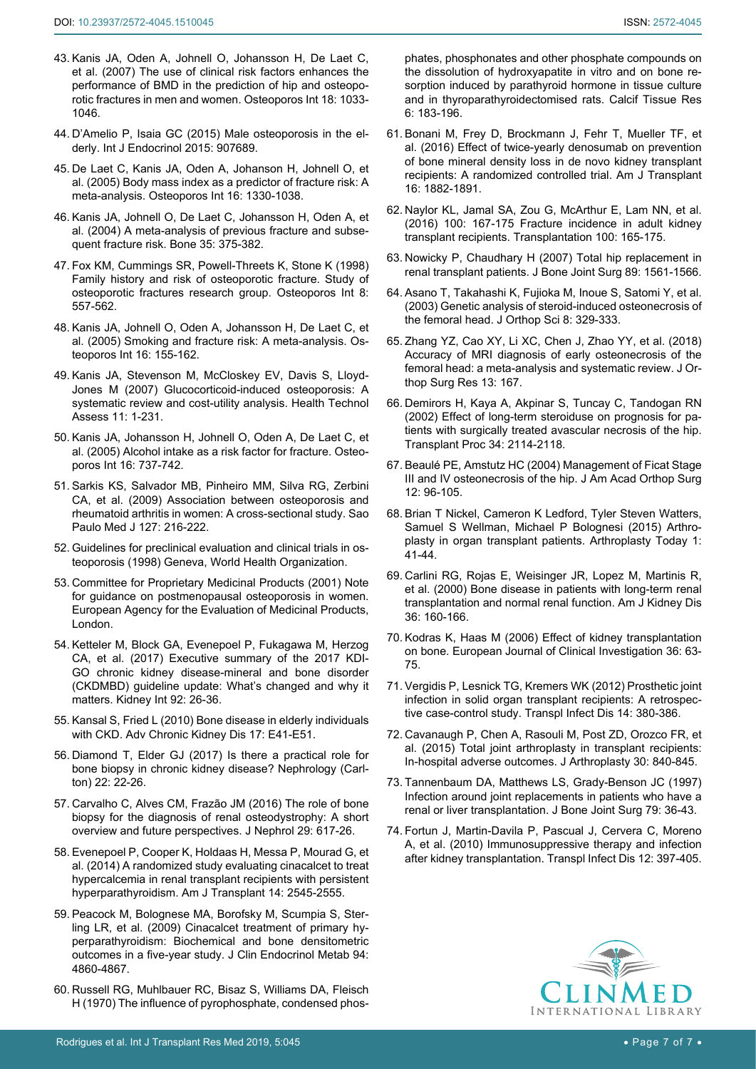43. Kanis JA, Oden A, Johnell O, Johansson H, De Laet C, et al. (2007) The use of clinical risk factors enhances the performance of BMD in the prediction of hip and osteoporotic fractures in men and women. Osteoporos Int 18: 1033-1046.

44. D'Amelio P, Isaia GC (2015) Male osteoporosis in the elderly. Int J Endocrinol 2015: 907689.

45. De Laet C, Kanis JA, Oden A, Johanson H, Johnell O, et al. (2005) Body mass index as a predictor of fracture risk: A meta-analysis. Osteoporos Int 16: 1330-1038.

46. Kanis JA, Johnell O, De Laet C, Johansson H, Oden A, et al. (2004) A meta-analysis of previous fracture and subsequent fracture risk. Bone 35: 375-382.

47. Fox KM, Cummings SR, Powell-Threets K, Stone K (1998) Family history and risk of osteoporotic fracture. Study of osteoporotic fractures research group. Osteoporos Int 8: 557-562.

48. Kanis JA, Johnell O, Oden A, Johansson H, De Laet C, et al. (2005) Smoking and fracture risk: A meta-analysis. Osteoporos Int 16: 155-162.

49. Kanis JA, Stevenson M, McCloskey EV, Davis S, Lloyd-Jones M (2007) Glucocorticoid-induced osteoporosis: A systematic review and cost-utility analysis. Health Technol Assess 11: 1-231.

50. Kanis JA, Johansson H, Johnell O, Oden A, De Laet C, et al. (2005) Alcohol intake as a risk factor for fracture. Osteoporos Int 16: 737-742.

51. Sarkis KS, Salvador MB, Pinheiro MM, Silva RG, Zerbini CA, et al. (2009) Association between osteoporosis and rheumatoid arthritis in women: A cross-sectional study. Sao Paulo Med J 127: 216-222.

52. Guidelines for preclinical evaluation and clinical trials in osteoporosis (1998) Geneva, World Health Organization.

53. Committee for Proprietary Medicinal Products (2001) Note for guidance on postmenopausal osteoporosis in women. European Agency for the Evaluation of Medicinal Products, London.

54. Ketteler M, Block GA, Evenepoel P, Fukagawa M, Herzog CA, et al. (2017) Executive summary of the 2017 KDIGO chronic kidney disease-mineral and bone disorder (CKDMBD) guideline update: What's changed and why it matters. Kidney Int 92: 26-36.

55. Kansal S, Fried L (2010) Bone disease in elderly individuals with CKD. Adv Chronic Kidney Dis 17: E41-E51.

56. Diamond T, Elder GJ (2017) Is there a practical role for bone biopsy in chronic kidney disease? Nephrology (Carlton) 22: 22-26.

57. Carvalho C, Alves CM, Frazão JM (2016) The role of bone biopsy for the diagnosis of renal osteodystrophy: A short overview and future perspectives. J Nephrol 29: 617-26.

58. Evenepoel P, Cooper K, Holdaas H, Messa P, Mourad G, et al. (2014) A randomized study evaluating cinacalcet to treat hypercalcemia in renal transplant recipients with persistent hyperparathyroidism. Am J Transplant 14: 2545-2555.

59. Peacock M, Bolognese MA, Borofsky M, Scumpia S, Sterling LR, et al. (2009) Cinacalcet treatment of primary hyperparathyroidism: Biochemical and bone densitometric outcomes in a five-year study. J Clin Endocrinol Metab 94: 4860-4867.

60. Russell RG, Muhlbauer RC, Bisaz S, Williams DA, Fleisch H (1970) The influence of pyrophosphate, condensed phosphates, phosphonates and other phosphate compounds on the dissolution of hydroxyapatite in vitro and on bone resorption induced by parathyroid hormone in tissue culture and in thyroparathyroidectomised rats. Calcif Tissue Res 6: 183-196.

61. Bonani M, Frey D, Brockmann J, Fehr T, Mueller TF, et al. (2016) Effect of twice-yearly denosumab on prevention of bone mineral density loss in de novo kidney transplant recipients: A randomized controlled trial. Am J Transplant 16: 1882-1891.

62. Naylor KL, Jamal SA, Zou G, McArthur E, Lam NN, et al. (2016) 100: 167-175 Fracture incidence in adult kidney transplant recipients. Transplantation 100: 165-175.

63. Nowicky P, Chaudhary H (2007) Total hip replacement in renal transplant patients. J Bone Joint Surg 89: 1561-1566.

64. Asano T, Takahashi K, Fujioka M, Inoue S, Satomi Y, et al. (2003) Genetic analysis of steroid-induced osteonecrosis of the femoral head. J Orthop Sci 8: 329-333.

65. Zhang YZ, Cao XY, Li XC, Chen J, Zhao YY, et al. (2018) Accuracy of MRI diagnosis of early osteonecrosis of the femoral head: a meta-analysis and systematic review. J Orthop Surg Res 13: 167.

66. Demirors H, Kaya A, Akpinar S, Tuncay C, Tandogan RN (2002) Effect of long-term steroiduse on prognosis for patients with surgically treated avascular necrosis of the hip. Transplant Proc 34: 2114-2118.

67. Beaulé PE, Amstutz HC (2004) Management of Ficat Stage III and IV osteonecrosis of the hip. J Am Acad Orthop Surg 12: 96-105.

68. Brian T Nickel, Cameron K Ledford, Tyler Steven Watters, Samuel S Wellman, Michael P Bolognesi (2015) Arthroplasty in organ transplant patients. Arthroplasty Today 1: 41-44.

69. Carlini RG, Rojas E, Weisinger JR, Lopez M, Martinis R, et al. (2000) Bone disease in patients with long-term renal transplantation and normal renal function. Am J Kidney Dis 36: 160-166.

70. Kodras K, Haas M (2006) Effect of kidney transplantation on bone. European Journal of Clinical Investigation 36: 63-75.

71. Vergidis P, Lesnick TG, Kremers WK (2012) Prosthetic joint infection in solid organ transplant recipients: A retrospective case-control study. Transpl Infect Dis 14: 380-386.

72. Cavanaugh P, Chen A, Rasouli M, Post ZD, Orozco FR, et al. (2015) Total joint arthroplasty in transplant recipients: In-hospital adverse outcomes. J Arthroplasty 30: 840-845.

73. Tannenbaum DA, Matthews LS, Grady-Benson JC (1997) Infection around joint replacements in patients who have a renal or liver transplantation. J Bone Joint Surg 79: 36-43.

74. Fortun J, Martin-Davila P, Pascual J, Cervera C, Moreno A, et al. (2010) Immunosuppressive therapy and infection after kidney transplantation. Transpl Infect Dis 12: 397-405.